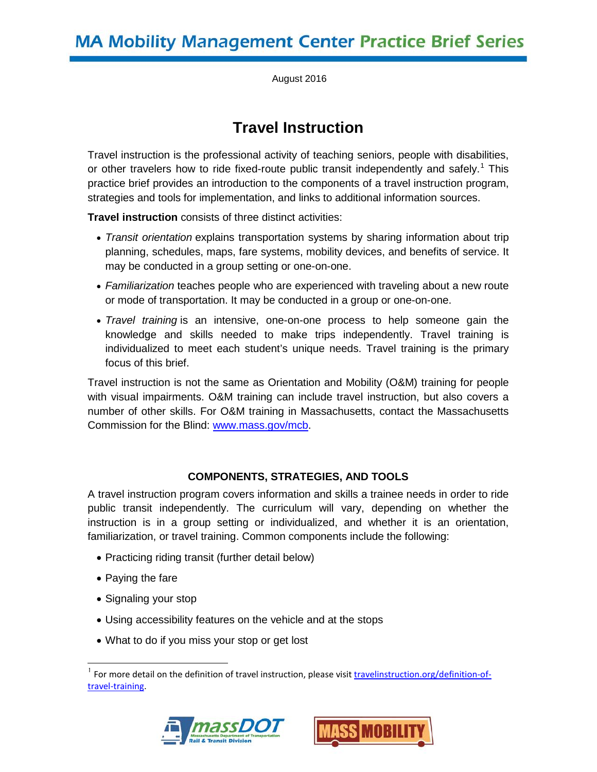# MA Mobility Management Center Practice Brief Series

August 2016

## Travel Instruction

Travel instruction is the professional activity of teaching seniors, people with disabilities, or other travelers how to ride fixed-route public transit independently and safely.[1] This practice brief provides an introduction to the components of a travel instruction program, strategies and tools for implementation, and links to additional information sources.

**Travel instruction** consists of three distinct activities:

- *Transit orientation* explains transportation systems by sharing information about trip planning, schedules, maps, fare systems, mobility devices, and benefits of service. It may be conducted in a group setting or one-on-one.
- *Familiarization* teaches people who are experienced with traveling about a new route or mode of transportation. It may be conducted in a group or one-on-one.
- *Travel training* is an intensive, one-on-one process to help someone gain the knowledge and skills needed to make trips independently. Travel training is individualized to meet each student's unique needs. Travel training is the primary focus of this brief.

Travel instruction is not the same as Orientation and Mobility (O&M) training for people with visual impairments. O&M training can include travel instruction, but also covers a number of other skills. For O&M training in Massachusetts, contact the Massachusetts Commission for the Blind: www.mass.gov/mcb.

### COMPONENTS, STRATEGIES, AND TOOLS

A travel instruction program covers information and skills a trainee needs in order to ride public transit independently. The curriculum will vary, depending on whether the instruction is in a group setting or individualized, and whether it is an orientation, familiarization, or travel training. Common components include the following:

- Practicing riding transit (further detail below)
- Paying the fare
- Signaling your stop
- Using accessibility features on the vehicle and at the stops
- What to do if you miss your stop or get lost

[1] For more detail on the definition of travel instruction, please visit travelinstruction.org/definition-of-travel-training.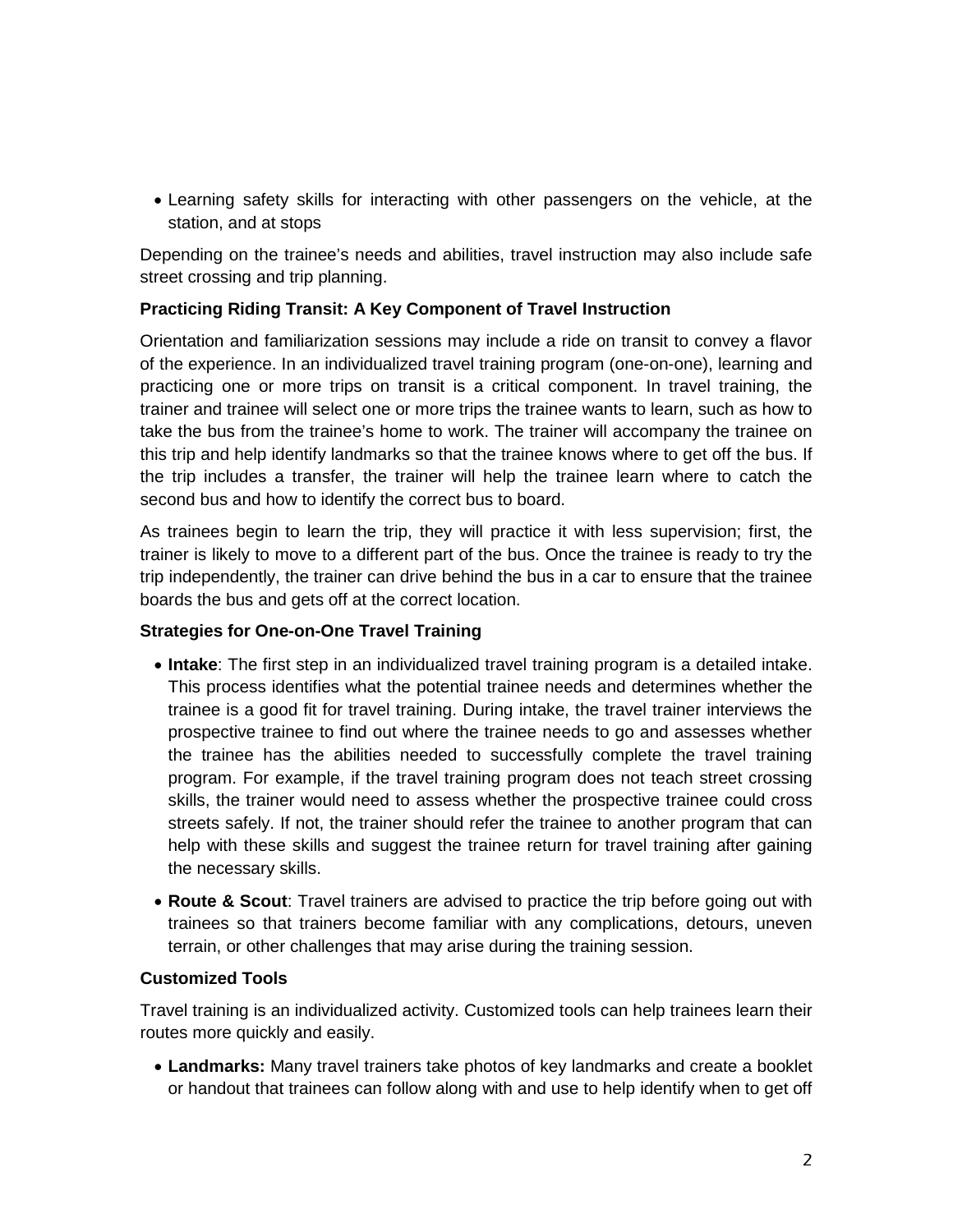- Learning safety skills for interacting with other passengers on the vehicle, at the station, and at stops

Depending on the trainee's needs and abilities, travel instruction may also include safe street crossing and trip planning.

**Practicing Riding Transit: A Key Component of Travel Instruction**

Orientation and familiarization sessions may include a ride on transit to convey a flavor of the experience. In an individualized travel training program (one-on-one), learning and practicing one or more trips on transit is a critical component. In travel training, the trainer and trainee will select one or more trips the trainee wants to learn, such as how to take the bus from the trainee's home to work. The trainer will accompany the trainee on this trip and help identify landmarks so that the trainee knows where to get off the bus. If the trip includes a transfer, the trainer will help the trainee learn where to catch the second bus and how to identify the correct bus to board.

As trainees begin to learn the trip, they will practice it with less supervision; first, the trainer is likely to move to a different part of the bus. Once the trainee is ready to try the trip independently, the trainer can drive behind the bus in a car to ensure that the trainee boards the bus and gets off at the correct location.

**Strategies for One-on-One Travel Training**

- **Intake**: The first step in an individualized travel training program is a detailed intake. This process identifies what the potential trainee needs and determines whether the trainee is a good fit for travel training. During intake, the travel trainer interviews the prospective trainee to find out where the trainee needs to go and assesses whether the trainee has the abilities needed to successfully complete the travel training program. For example, if the travel training program does not teach street crossing skills, the trainer would need to assess whether the prospective trainee could cross streets safely. If not, the trainer should refer the trainee to another program that can help with these skills and suggest the trainee return for travel training after gaining the necessary skills.
- **Route & Scout**: Travel trainers are advised to practice the trip before going out with trainees so that trainers become familiar with any complications, detours, uneven terrain, or other challenges that may arise during the training session.

**Customized Tools**

Travel training is an individualized activity. Customized tools can help trainees learn their routes more quickly and easily.

- **Landmarks:** Many travel trainers take photos of key landmarks and create a booklet or handout that trainees can follow along with and use to help identify when to get off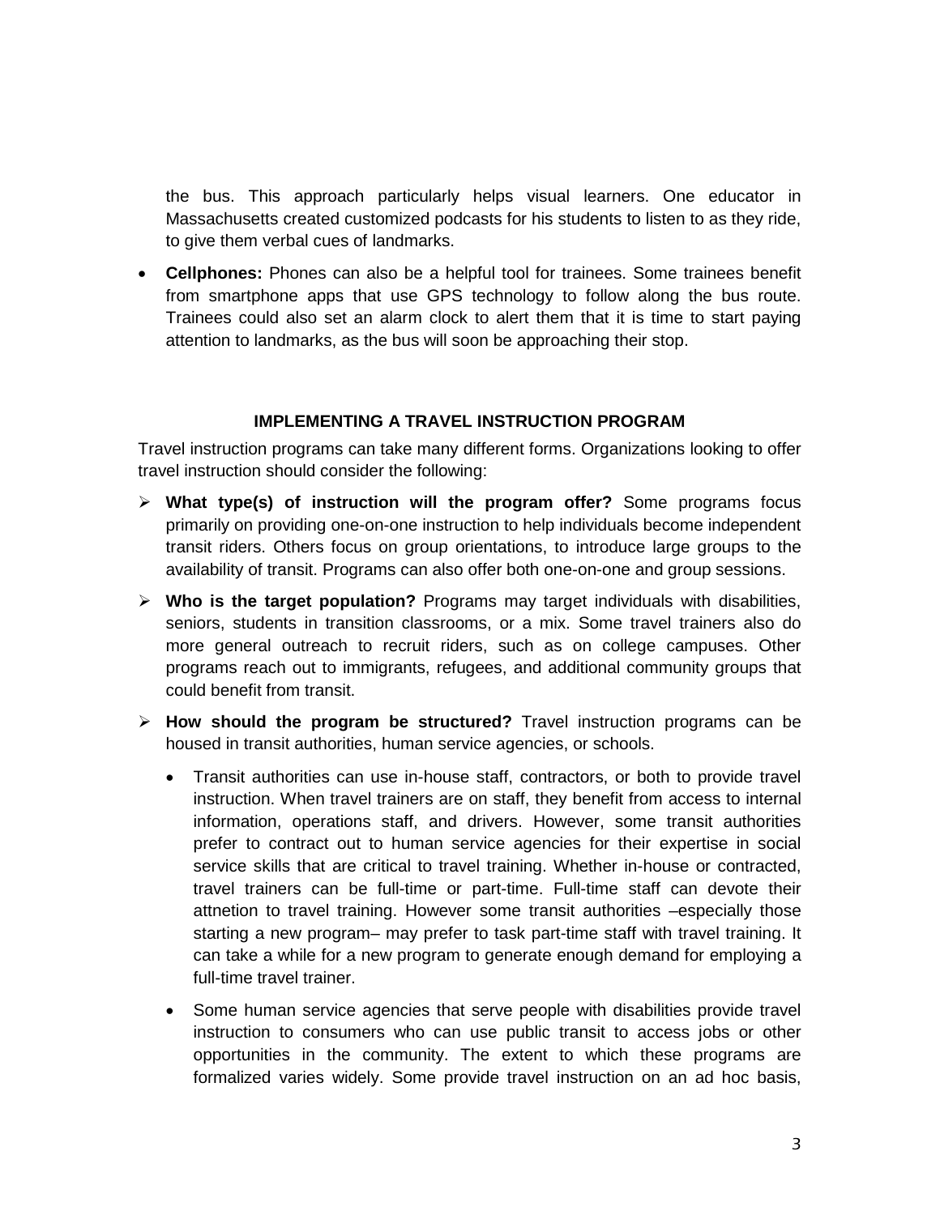the bus. This approach particularly helps visual learners. One educator in Massachusetts created customized podcasts for his students to listen to as they ride, to give them verbal cues of landmarks.

- **Cellphones:** Phones can also be a helpful tool for trainees. Some trainees benefit from smartphone apps that use GPS technology to follow along the bus route. Trainees could also set an alarm clock to alert them that it is time to start paying attention to landmarks, as the bus will soon be approaching their stop.

## IMPLEMENTING A TRAVEL INSTRUCTION PROGRAM

Travel instruction programs can take many different forms. Organizations looking to offer travel instruction should consider the following:

- **What type(s) of instruction will the program offer?** Some programs focus primarily on providing one-on-one instruction to help individuals become independent transit riders. Others focus on group orientations, to introduce large groups to the availability of transit. Programs can also offer both one-on-one and group sessions.
- **Who is the target population?** Programs may target individuals with disabilities, seniors, students in transition classrooms, or a mix. Some travel trainers also do more general outreach to recruit riders, such as on college campuses. Other programs reach out to immigrants, refugees, and additional community groups that could benefit from transit.
- **How should the program be structured?** Travel instruction programs can be housed in transit authorities, human service agencies, or schools.
  - Transit authorities can use in-house staff, contractors, or both to provide travel instruction. When travel trainers are on staff, they benefit from access to internal information, operations staff, and drivers. However, some transit authorities prefer to contract out to human service agencies for their expertise in social service skills that are critical to travel training. Whether in-house or contracted, travel trainers can be full-time or part-time. Full-time staff can devote their attnetion to travel training. However some transit authorities –especially those starting a new program– may prefer to task part-time staff with travel training. It can take a while for a new program to generate enough demand for employing a full-time travel trainer.
  - Some human service agencies that serve people with disabilities provide travel instruction to consumers who can use public transit to access jobs or other opportunities in the community. The extent to which these programs are formalized varies widely. Some provide travel instruction on an ad hoc basis,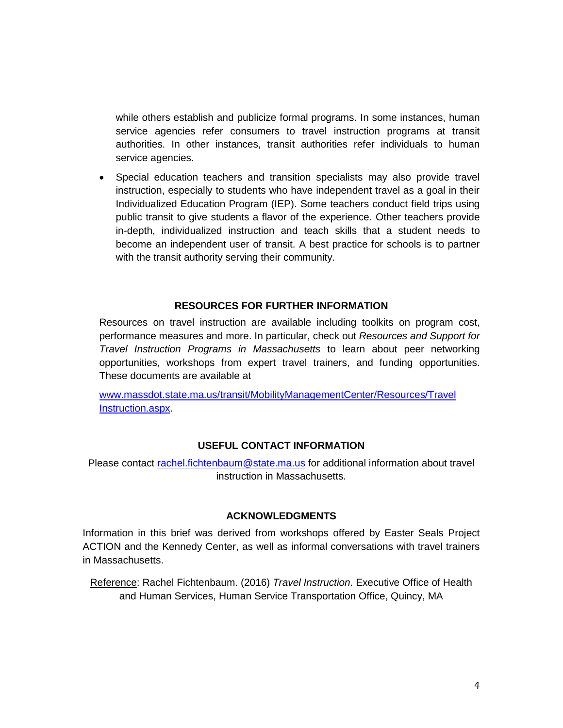while others establish and publicize formal programs. In some instances, human service agencies refer consumers to travel instruction programs at transit authorities. In other instances, transit authorities refer individuals to human service agencies.

- Special education teachers and transition specialists may also provide travel instruction, especially to students who have independent travel as a goal in their Individualized Education Program (IEP). Some teachers conduct field trips using public transit to give students a flavor of the experience. Other teachers provide in-depth, individualized instruction and teach skills that a student needs to become an independent user of transit. A best practice for schools is to partner with the transit authority serving their community.

## RESOURCES FOR FURTHER INFORMATION

Resources on travel instruction are available including toolkits on program cost, performance measures and more. In particular, check out *Resources and Support for Travel Instruction Programs in Massachusetts* to learn about peer networking opportunities, workshops from expert travel trainers, and funding opportunities. These documents are available at

[www.massdot.state.ma.us/transit/MobilityManagementCenter/Resources/TravelInstruction.aspx](www.massdot.state.ma.us/transit/MobilityManagementCenter/Resources/TravelInstruction.aspx).

## USEFUL CONTACT INFORMATION

Please contact [rachel.fichtenbaum@state.ma.us](mailto:rachel.fichtenbaum@state.ma.us) for additional information about travel instruction in Massachusetts.

## ACKNOWLEDGMENTS

Information in this brief was derived from workshops offered by Easter Seals Project ACTION and the Kennedy Center, as well as informal conversations with travel trainers in Massachusetts.

Reference: Rachel Fichtenbaum. (2016) *Travel Instruction*. Executive Office of Health and Human Services, Human Service Transportation Office, Quincy, MA